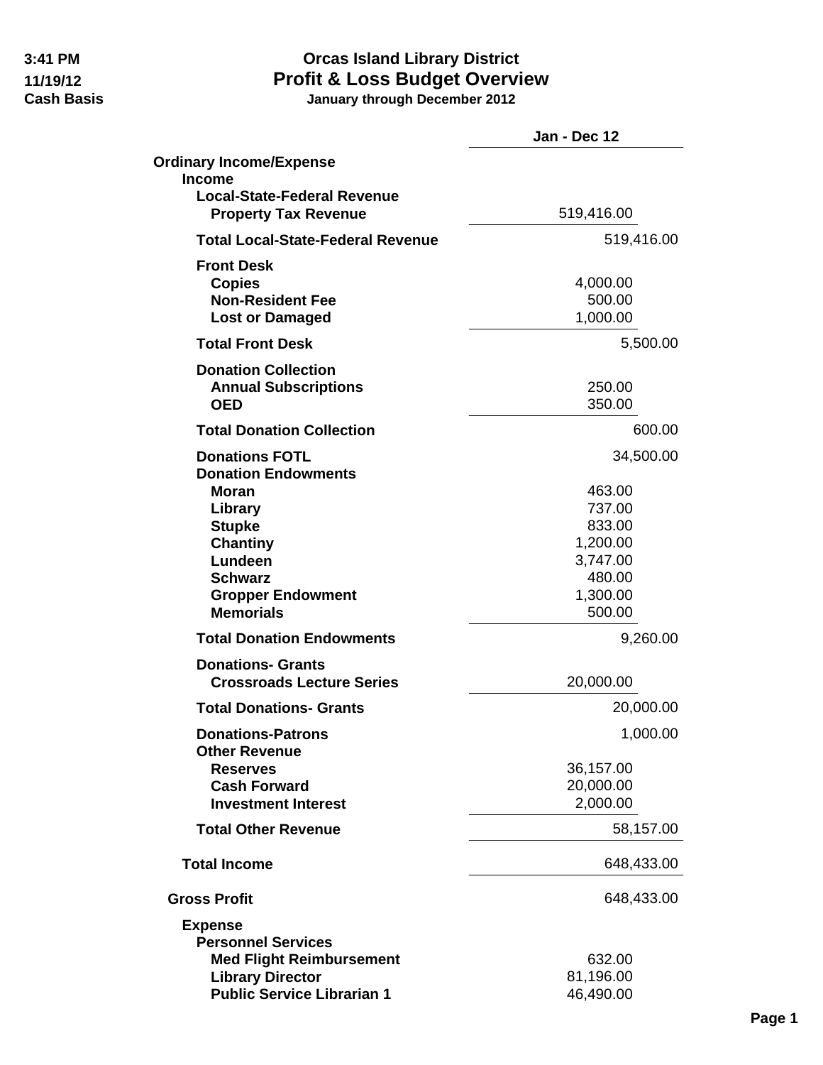3:41 PM
11/19/12
Cash Basis

# Orcas Island Library District
## Profit & Loss Budget Overview
**January through December 2012**

| | Jan - Dec 12 |
|---|---|
| **Ordinary Income/Expense** | |
| **Income** | |
| **Local-State-Federal Revenue** | |
| **Property Tax Revenue** | 519,416.00 |
| **Total Local-State-Federal Revenue** | 519,416.00 |
| **Front Desk** | |
| **Copies** | 4,000.00 |
| **Non-Resident Fee** | 500.00 |
| **Lost or Damaged** | 1,000.00 |
| **Total Front Desk** | 5,500.00 |
| **Donation Collection** | |
| **Annual Subscriptions** | 250.00 |
| **OED** | 350.00 |
| **Total Donation Collection** | 600.00 |
| **Donations FOTL** | 34,500.00 |
| **Donation Endowments** | |
| **Moran** | 463.00 |
| **Library** | 737.00 |
| **Stupke** | 833.00 |
| **Chantiny** | 1,200.00 |
| **Lundeen** | 3,747.00 |
| **Schwarz** | 480.00 |
| **Gropper Endowment** | 1,300.00 |
| **Memorials** | 500.00 |
| **Total Donation Endowments** | 9,260.00 |
| **Donations- Grants** | |
| **Crossroads Lecture Series** | 20,000.00 |
| **Total Donations- Grants** | 20,000.00 |
| **Donations-Patrons** | 1,000.00 |
| **Other Revenue** | |
| **Reserves** | 36,157.00 |
| **Cash Forward** | 20,000.00 |
| **Investment Interest** | 2,000.00 |
| **Total Other Revenue** | 58,157.00 |
| **Total Income** | 648,433.00 |
| **Gross Profit** | 648,433.00 |
| **Expense** | |
| **Personnel Services** | |
| **Med Flight Reimbursement** | 632.00 |
| **Library Director** | 81,196.00 |
| **Public Service Librarian 1** | 46,490.00 |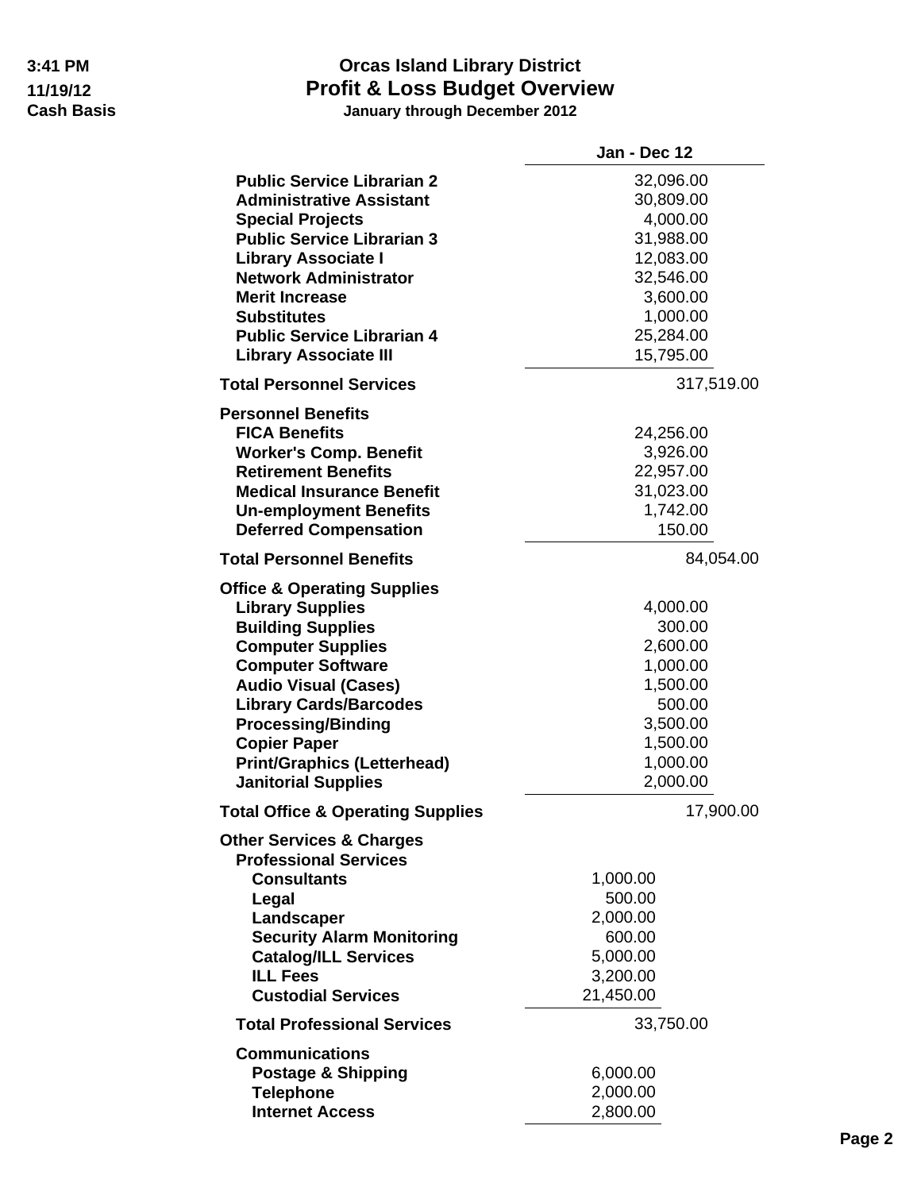# Orcas Island Library District

## Profit & Loss Budget Overview

**January through December 2012**

3:41 PM
11/19/12
Cash Basis

| | Jan - Dec 12 | | |
|---|---|---|---|
| **Public Service Librarian 2** | | 32,096.00 | |
| **Administrative Assistant** | | 30,809.00 | |
| **Special Projects** | | 4,000.00 | |
| **Public Service Librarian 3** | | 31,988.00 | |
| **Library Associate I** | | 12,083.00 | |
| **Network Administrator** | | 32,546.00 | |
| **Merit Increase** | | 3,600.00 | |
| **Substitutes** | | 1,000.00 | |
| **Public Service Librarian 4** | | 25,284.00 | |
| **Library Associate III** | | 15,795.00 | |
| **Total Personnel Services** | | | 317,519.00 |
| **Personnel Benefits** | | | |
| **FICA Benefits** | | 24,256.00 | |
| **Worker's Comp. Benefit** | | 3,926.00 | |
| **Retirement Benefits** | | 22,957.00 | |
| **Medical Insurance Benefit** | | 31,023.00 | |
| **Un-employment Benefits** | | 1,742.00 | |
| **Deferred Compensation** | | 150.00 | |
| **Total Personnel Benefits** | | | 84,054.00 |
| **Office & Operating Supplies** | | | |
| **Library Supplies** | | 4,000.00 | |
| **Building Supplies** | | 300.00 | |
| **Computer Supplies** | | 2,600.00 | |
| **Computer Software** | | 1,000.00 | |
| **Audio Visual (Cases)** | | 1,500.00 | |
| **Library Cards/Barcodes** | | 500.00 | |
| **Processing/Binding** | | 3,500.00 | |
| **Copier Paper** | | 1,500.00 | |
| **Print/Graphics (Letterhead)** | | 1,000.00 | |
| **Janitorial Supplies** | | 2,000.00 | |
| **Total Office & Operating Supplies** | | | 17,900.00 |
| **Other Services & Charges** | | | |
| **Professional Services** | | | |
| **Consultants** | 1,000.00 | | |
| **Legal** | 500.00 | | |
| **Landscaper** | 2,000.00 | | |
| **Security Alarm Monitoring** | 600.00 | | |
| **Catalog/ILL Services** | 5,000.00 | | |
| **ILL Fees** | 3,200.00 | | |
| **Custodial Services** | 21,450.00 | | |
| **Total Professional Services** | | 33,750.00 | |
| **Communications** | | | |
| **Postage & Shipping** | 6,000.00 | | |
| **Telephone** | 2,000.00 | | |
| **Internet Access** | 2,800.00 | | |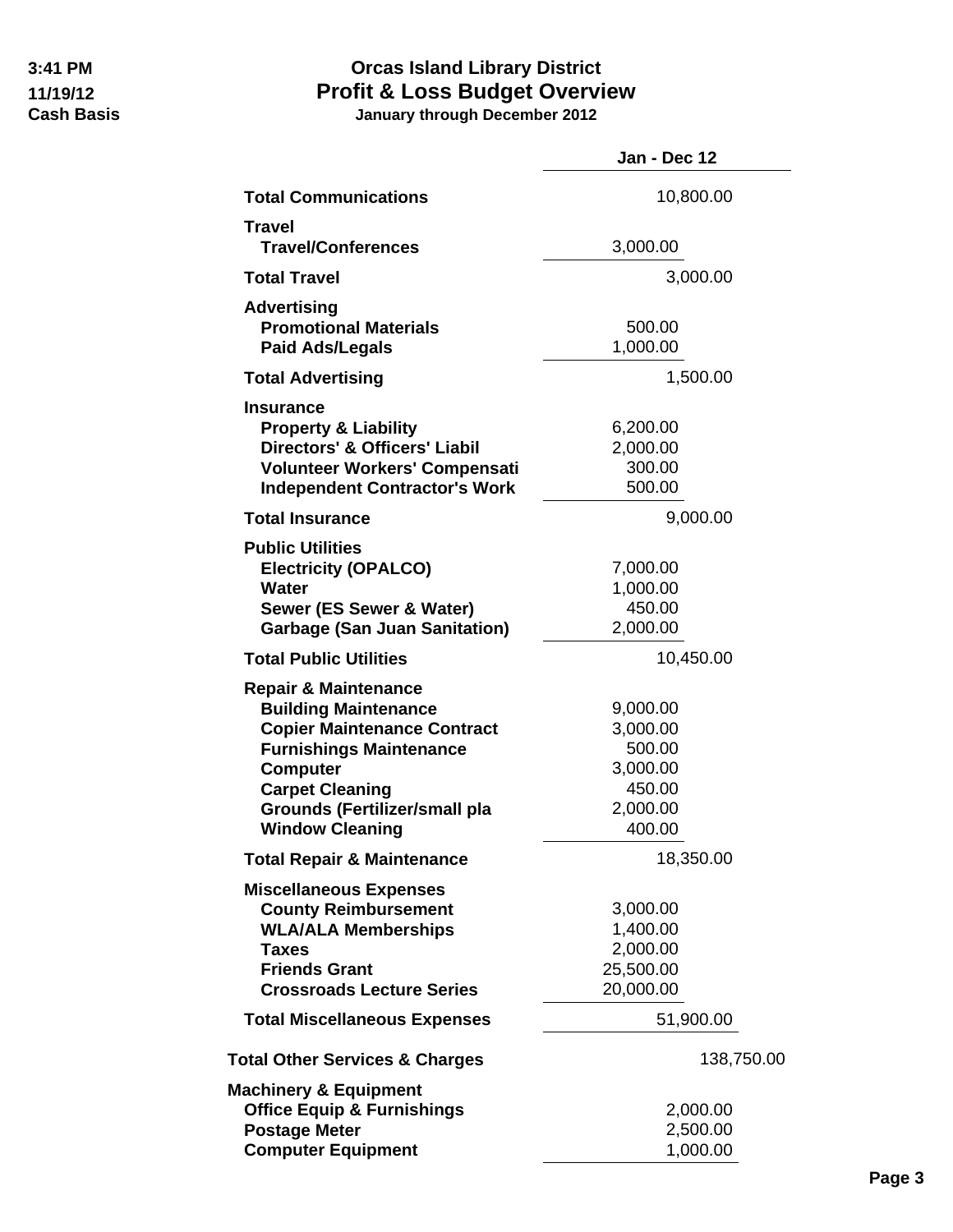**Orcas Island Library District**

# Profit & Loss Budget Overview

**January through December 2012**

3:41 PM
11/19/12
Cash Basis

| | Jan - Dec 12 |
|---|---|
| **Total Communications** | 10,800.00 |
| **Travel** | |
| **Travel/Conferences** | 3,000.00 |
| **Total Travel** | 3,000.00 |
| **Advertising** | |
| **Promotional Materials** | 500.00 |
| **Paid Ads/Legals** | 1,000.00 |
| **Total Advertising** | 1,500.00 |
| **Insurance** | |
| **Property & Liability** | 6,200.00 |
| **Directors' & Officers' Liabil** | 2,000.00 |
| **Volunteer Workers' Compensati** | 300.00 |
| **Independent Contractor's Work** | 500.00 |
| **Total Insurance** | 9,000.00 |
| **Public Utilities** | |
| **Electricity (OPALCO)** | 7,000.00 |
| **Water** | 1,000.00 |
| **Sewer (ES Sewer & Water)** | 450.00 |
| **Garbage (San Juan Sanitation)** | 2,000.00 |
| **Total Public Utilities** | 10,450.00 |
| **Repair & Maintenance** | |
| **Building Maintenance** | 9,000.00 |
| **Copier Maintenance Contract** | 3,000.00 |
| **Furnishings Maintenance** | 500.00 |
| **Computer** | 3,000.00 |
| **Carpet Cleaning** | 450.00 |
| **Grounds (Fertilizer/small pla** | 2,000.00 |
| **Window Cleaning** | 400.00 |
| **Total Repair & Maintenance** | 18,350.00 |
| **Miscellaneous Expenses** | |
| **County Reimbursement** | 3,000.00 |
| **WLA/ALA Memberships** | 1,400.00 |
| **Taxes** | 2,000.00 |
| **Friends Grant** | 25,500.00 |
| **Crossroads Lecture Series** | 20,000.00 |
| **Total Miscellaneous Expenses** | 51,900.00 |
| **Total Other Services & Charges** | 138,750.00 |
| **Machinery & Equipment** | |
| **Office Equip & Furnishings** | 2,000.00 |
| **Postage Meter** | 2,500.00 |
| **Computer Equipment** | 1,000.00 |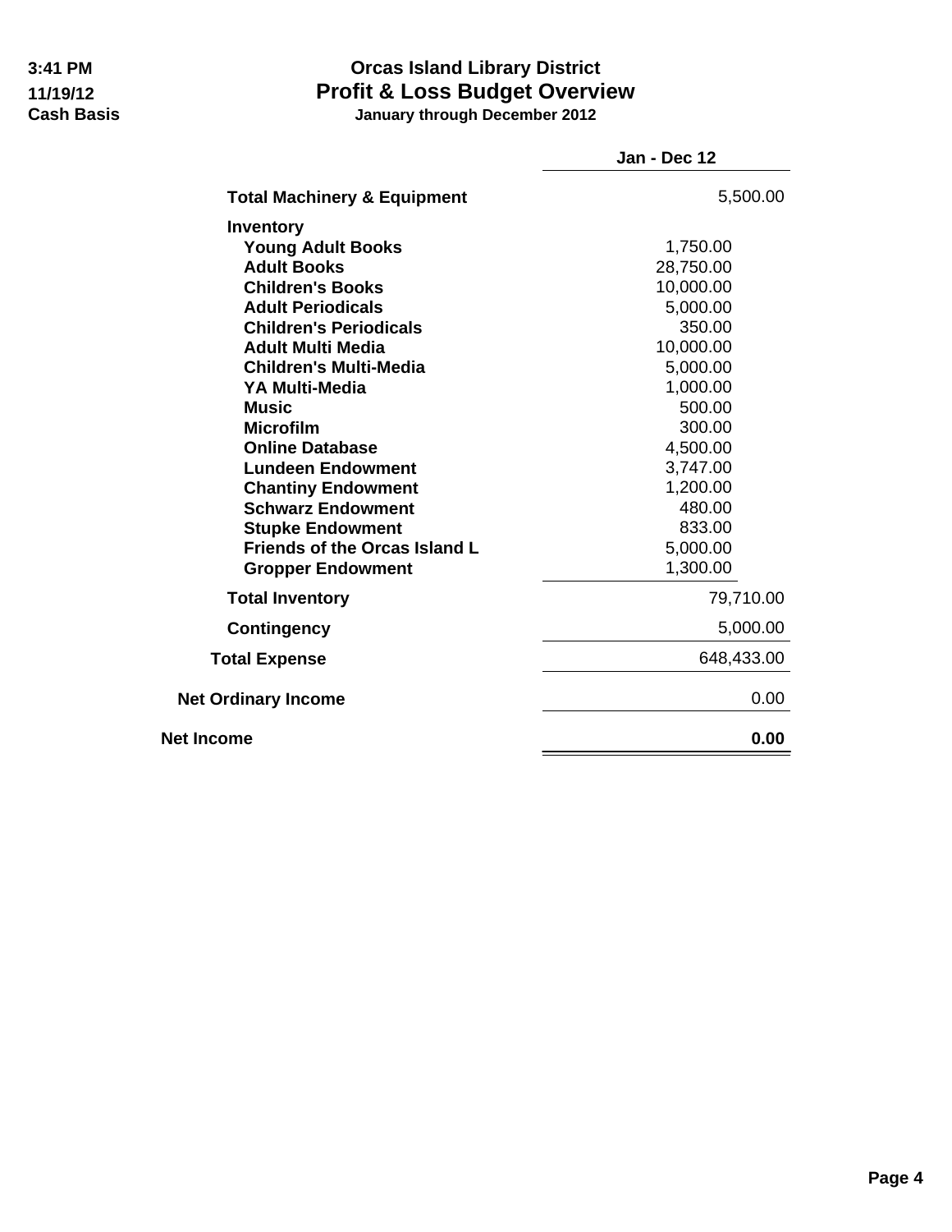**Orcas Island Library District**

**Profit & Loss Budget Overview**

**January through December 2012**

3:41 PM
11/19/12
Cash Basis

| | Jan - Dec 12 |
|---|---|
| **Total Machinery & Equipment** | 5,500.00 |
| **Inventory** | |
| **Young Adult Books** | 1,750.00 |
| **Adult Books** | 28,750.00 |
| **Children's Books** | 10,000.00 |
| **Adult Periodicals** | 5,000.00 |
| **Children's Periodicals** | 350.00 |
| **Adult Multi Media** | 10,000.00 |
| **Children's Multi-Media** | 5,000.00 |
| **YA Multi-Media** | 1,000.00 |
| **Music** | 500.00 |
| **Microfilm** | 300.00 |
| **Online Database** | 4,500.00 |
| **Lundeen Endowment** | 3,747.00 |
| **Chantiny Endowment** | 1,200.00 |
| **Schwarz Endowment** | 480.00 |
| **Stupke Endowment** | 833.00 |
| **Friends of the Orcas Island L** | 5,000.00 |
| **Gropper Endowment** | 1,300.00 |
| **Total Inventory** | 79,710.00 |
| **Contingency** | 5,000.00 |
| **Total Expense** | 648,433.00 |
| **Net Ordinary Income** | 0.00 |
| **Net Income** | **0.00** |